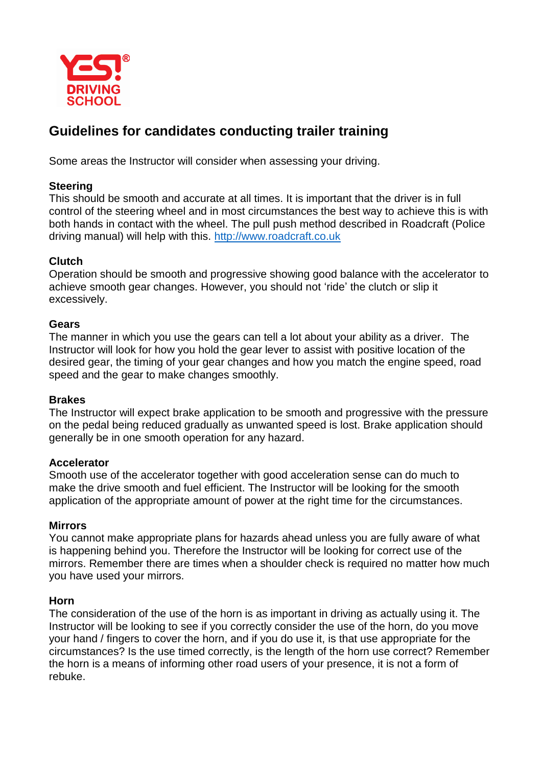# Guidelines for candidates conducting trailer training

Some areas the Instructor will consider when assessing your driving.

**Steering**
This should be smooth and accurate at all times. It is important that the driver is in full control of the steering wheel and in most circumstances the best way to achieve this is with both hands in contact with the wheel. The pull push method described in Roadcraft (Police driving manual) will help with this. [http://www.roadcraft.co.uk](http://www.roadcraft.co.uk)

**Clutch**
Operation should be smooth and progressive showing good balance with the accelerator to achieve smooth gear changes. However, you should not 'ride' the clutch or slip it excessively.

**Gears**
The manner in which you use the gears can tell a lot about your ability as a driver. The Instructor will look for how you hold the gear lever to assist with positive location of the desired gear, the timing of your gear changes and how you match the engine speed, road speed and the gear to make changes smoothly.

**Brakes**
The Instructor will expect brake application to be smooth and progressive with the pressure on the pedal being reduced gradually as unwanted speed is lost. Brake application should generally be in one smooth operation for any hazard.

**Accelerator**
Smooth use of the accelerator together with good acceleration sense can do much to make the drive smooth and fuel efficient. The Instructor will be looking for the smooth application of the appropriate amount of power at the right time for the circumstances.

**Mirrors**
You cannot make appropriate plans for hazards ahead unless you are fully aware of what is happening behind you. Therefore the Instructor will be looking for correct use of the mirrors. Remember there are times when a shoulder check is required no matter how much you have used your mirrors.

**Horn**
The consideration of the use of the horn is as important in driving as actually using it. The Instructor will be looking to see if you correctly consider the use of the horn, do you move your hand / fingers to cover the horn, and if you do use it, is that use appropriate for the circumstances? Is the use timed correctly, is the length of the horn use correct? Remember the horn is a means of informing other road users of your presence, it is not a form of rebuke.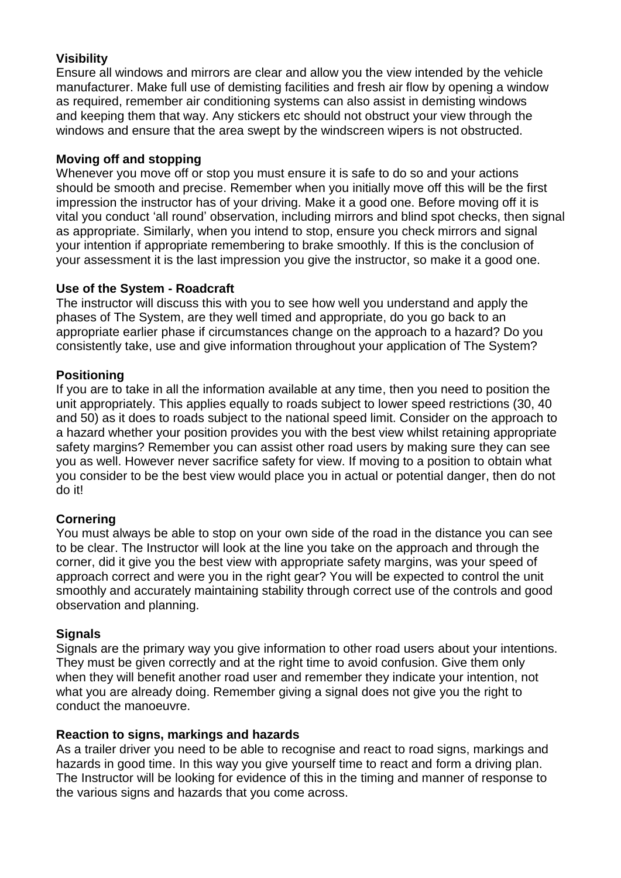**Visibility**

Ensure all windows and mirrors are clear and allow you the view intended by the vehicle manufacturer. Make full use of demisting facilities and fresh air flow by opening a window as required, remember air conditioning systems can also assist in demisting windows and keeping them that way. Any stickers etc should not obstruct your view through the windows and ensure that the area swept by the windscreen wipers is not obstructed.

**Moving off and stopping**

Whenever you move off or stop you must ensure it is safe to do so and your actions should be smooth and precise. Remember when you initially move off this will be the first impression the instructor has of your driving. Make it a good one. Before moving off it is vital you conduct 'all round' observation, including mirrors and blind spot checks, then signal as appropriate. Similarly, when you intend to stop, ensure you check mirrors and signal your intention if appropriate remembering to brake smoothly. If this is the conclusion of your assessment it is the last impression you give the instructor, so make it a good one.

**Use of the System - Roadcraft**

The instructor will discuss this with you to see how well you understand and apply the phases of The System, are they well timed and appropriate, do you go back to an appropriate earlier phase if circumstances change on the approach to a hazard? Do you consistently take, use and give information throughout your application of The System?

**Positioning**

If you are to take in all the information available at any time, then you need to position the unit appropriately. This applies equally to roads subject to lower speed restrictions (30, 40 and 50) as it does to roads subject to the national speed limit. Consider on the approach to a hazard whether your position provides you with the best view whilst retaining appropriate safety margins? Remember you can assist other road users by making sure they can see you as well. However never sacrifice safety for view. If moving to a position to obtain what you consider to be the best view would place you in actual or potential danger, then do not do it!

**Cornering**

You must always be able to stop on your own side of the road in the distance you can see to be clear. The Instructor will look at the line you take on the approach and through the corner, did it give you the best view with appropriate safety margins, was your speed of approach correct and were you in the right gear? You will be expected to control the unit smoothly and accurately maintaining stability through correct use of the controls and good observation and planning.

**Signals**

Signals are the primary way you give information to other road users about your intentions. They must be given correctly and at the right time to avoid confusion. Give them only when they will benefit another road user and remember they indicate your intention, not what you are already doing. Remember giving a signal does not give you the right to conduct the manoeuvre.

**Reaction to signs, markings and hazards**

As a trailer driver you need to be able to recognise and react to road signs, markings and hazards in good time. In this way you give yourself time to react and form a driving plan. The Instructor will be looking for evidence of this in the timing and manner of response to the various signs and hazards that you come across.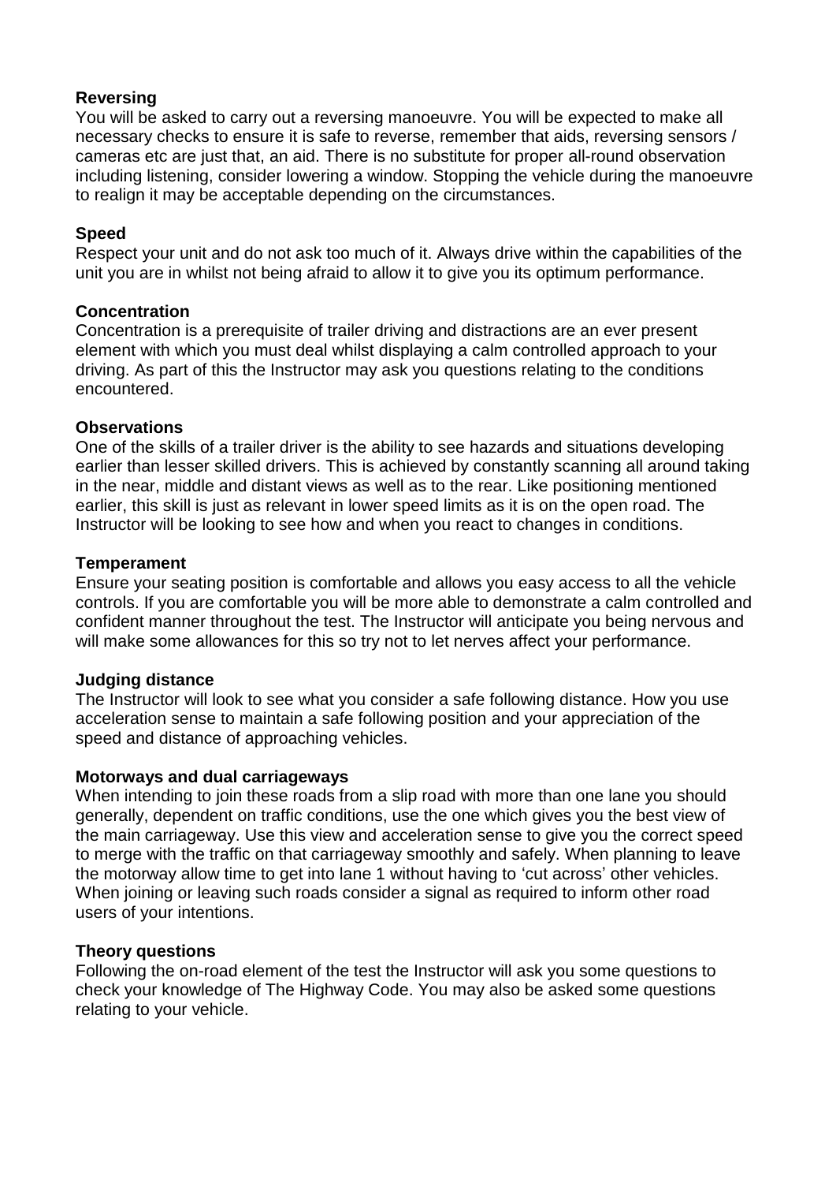**Reversing**

You will be asked to carry out a reversing manoeuvre. You will be expected to make all necessary checks to ensure it is safe to reverse, remember that aids, reversing sensors / cameras etc are just that, an aid. There is no substitute for proper all-round observation including listening, consider lowering a window. Stopping the vehicle during the manoeuvre to realign it may be acceptable depending on the circumstances.

**Speed**

Respect your unit and do not ask too much of it. Always drive within the capabilities of the unit you are in whilst not being afraid to allow it to give you its optimum performance.

**Concentration**

Concentration is a prerequisite of trailer driving and distractions are an ever present element with which you must deal whilst displaying a calm controlled approach to your driving. As part of this the Instructor may ask you questions relating to the conditions encountered.

**Observations**

One of the skills of a trailer driver is the ability to see hazards and situations developing earlier than lesser skilled drivers. This is achieved by constantly scanning all around taking in the near, middle and distant views as well as to the rear. Like positioning mentioned earlier, this skill is just as relevant in lower speed limits as it is on the open road. The Instructor will be looking to see how and when you react to changes in conditions.

**Temperament**

Ensure your seating position is comfortable and allows you easy access to all the vehicle controls. If you are comfortable you will be more able to demonstrate a calm controlled and confident manner throughout the test. The Instructor will anticipate you being nervous and will make some allowances for this so try not to let nerves affect your performance.

**Judging distance**

The Instructor will look to see what you consider a safe following distance. How you use acceleration sense to maintain a safe following position and your appreciation of the speed and distance of approaching vehicles.

**Motorways and dual carriageways**

When intending to join these roads from a slip road with more than one lane you should generally, dependent on traffic conditions, use the one which gives you the best view of the main carriageway. Use this view and acceleration sense to give you the correct speed to merge with the traffic on that carriageway smoothly and safely. When planning to leave the motorway allow time to get into lane 1 without having to 'cut across' other vehicles. When joining or leaving such roads consider a signal as required to inform other road users of your intentions.

**Theory questions**

Following the on-road element of the test the Instructor will ask you some questions to check your knowledge of The Highway Code. You may also be asked some questions relating to your vehicle.